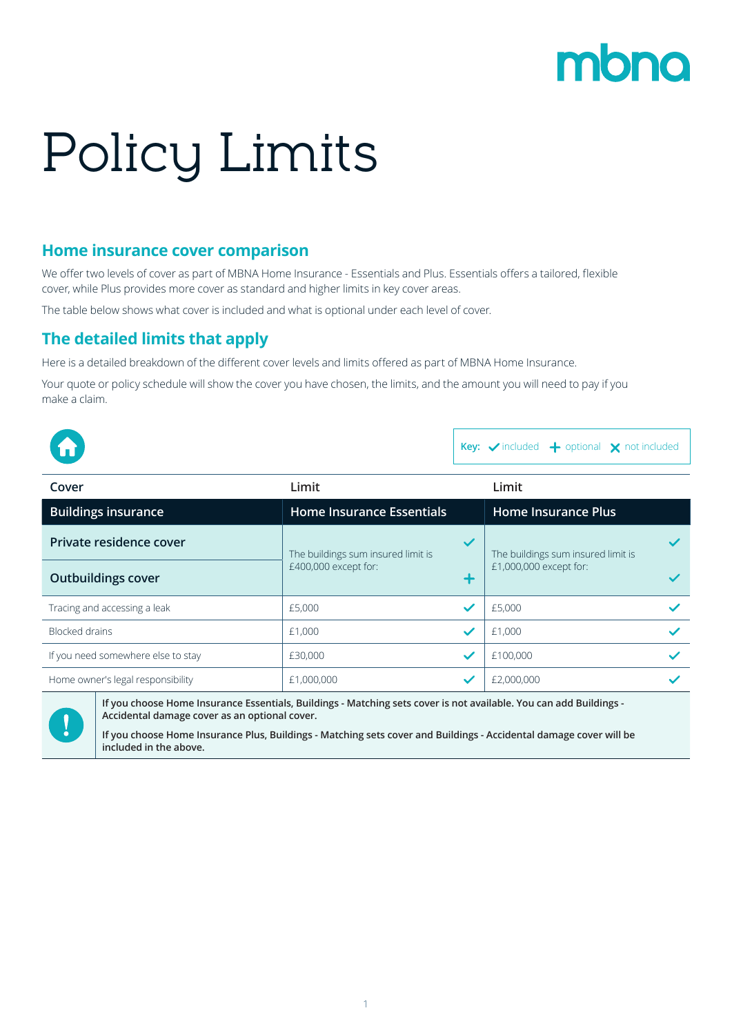# Policy Limits

## Home insurance cover comparison

We offer two levels of cover as part of MBNA Home Insurance - Essentials and Plus. Essentials offers a tailored, flexible cover, while Plus provides more cover as standard and higher limits in key cover areas.

The table below shows what cover is included and what is optional under each level of cover.

## The detailed limits that apply

Here is a detailed breakdown of the different cover levels and limits offered as part of MBNA Home Insurance.

Your quote or policy schedule will show the cover you have chosen, the limits, and the amount you will need to pay if you make a claim.

**Key:** ✓ included + optional ✗ not included

| Cover | Limit | | Limit | |
|---|---|---|---|---|
| **Buildings insurance** | **Home Insurance Essentials** | | **Home Insurance Plus** | |
| **Private residence cover** | The buildings sum insured limit is £400,000 except for: | ✓ | The buildings sum insured limit is £1,000,000 except for: | ✓ |
| **Outbuildings cover** | | + | | ✓ |
| Tracing and accessing a leak | £5,000 | ✓ | £5,000 | ✓ |
| Blocked drains | £1,000 | ✓ | £1,000 | ✓ |
| If you need somewhere else to stay | £30,000 | ✓ | £100,000 | ✓ |
| Home owner's legal responsibility | £1,000,000 | ✓ | £2,000,000 | ✓ |

**If you choose Home Insurance Essentials, Buildings - Matching sets cover is not available. You can add Buildings - Accidental damage cover as an optional cover.**

**If you choose Home Insurance Plus, Buildings - Matching sets cover and Buildings - Accidental damage cover will be included in the above.**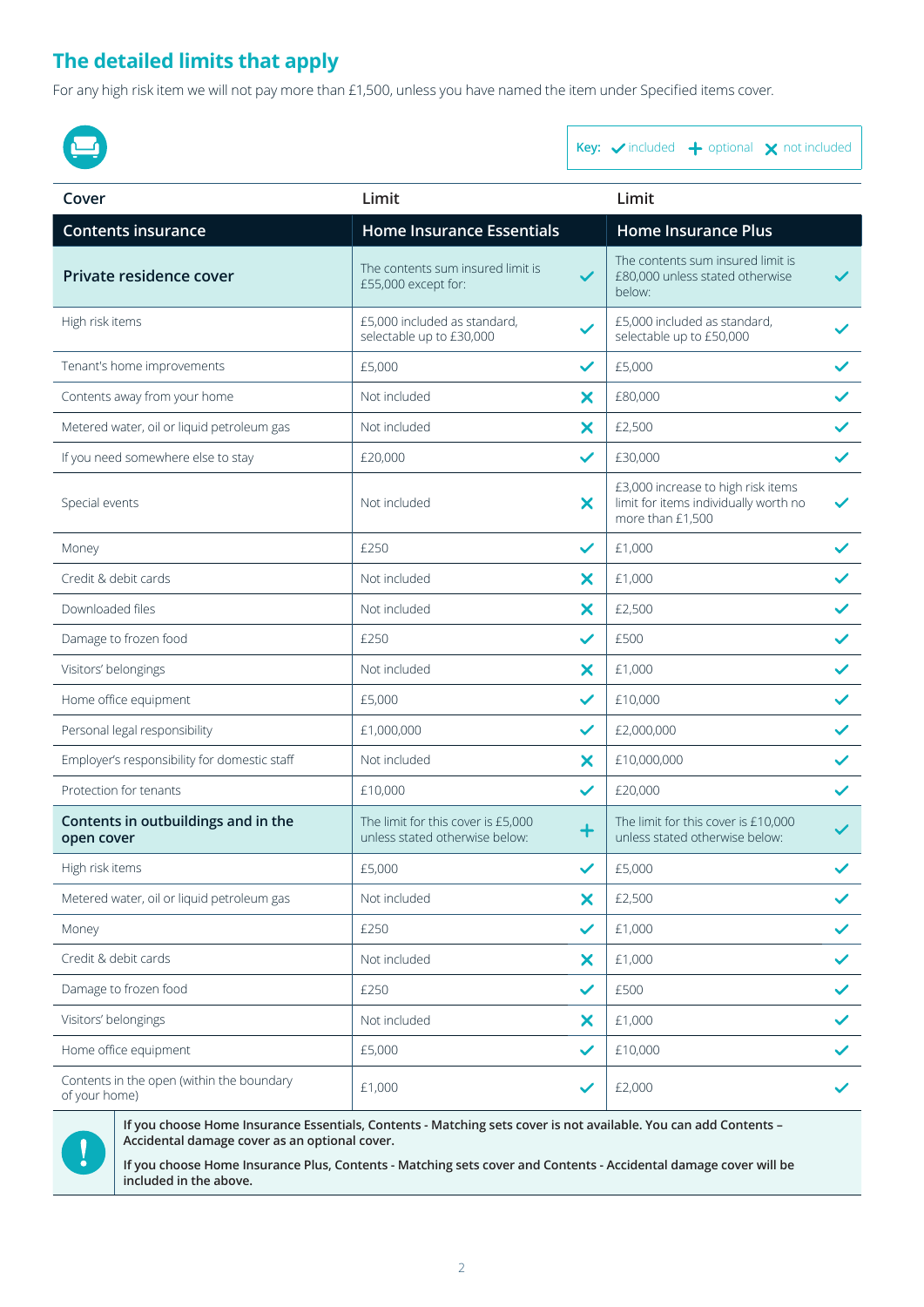## The detailed limits that apply

For any high risk item we will not pay more than £1,500, unless you have named the item under Specified items cover.

Key: ✓ included + optional ✗ not included

| Cover | Limit | | Limit | |
|---|---|---|---|---|
| **Contents insurance** | **Home Insurance Essentials** | | **Home Insurance Plus** | |
| **Private residence cover** | The contents sum insured limit is £55,000 except for: | ✓ | The contents sum insured limit is £80,000 unless stated otherwise below: | ✓ |
| High risk items | £5,000 included as standard, selectable up to £30,000 | ✓ | £5,000 included as standard, selectable up to £50,000 | ✓ |
| Tenant's home improvements | £5,000 | ✓ | £5,000 | ✓ |
| Contents away from your home | Not included | ✗ | £80,000 | ✓ |
| Metered water, oil or liquid petroleum gas | Not included | ✗ | £2,500 | ✓ |
| If you need somewhere else to stay | £20,000 | ✓ | £30,000 | ✓ |
| Special events | Not included | ✗ | £3,000 increase to high risk items limit for items individually worth no more than £1,500 | ✓ |
| Money | £250 | ✓ | £1,000 | ✓ |
| Credit & debit cards | Not included | ✗ | £1,000 | ✓ |
| Downloaded files | Not included | ✗ | £2,500 | ✓ |
| Damage to frozen food | £250 | ✓ | £500 | ✓ |
| Visitors' belongings | Not included | ✗ | £1,000 | ✓ |
| Home office equipment | £5,000 | ✓ | £10,000 | ✓ |
| Personal legal responsibility | £1,000,000 | ✓ | £2,000,000 | ✓ |
| Employer's responsibility for domestic staff | Not included | ✗ | £10,000,000 | ✓ |
| Protection for tenants | £10,000 | ✓ | £20,000 | ✓ |
| **Contents in outbuildings and in the open cover** | The limit for this cover is £5,000 unless stated otherwise below: | + | The limit for this cover is £10,000 unless stated otherwise below: | ✓ |
| High risk items | £5,000 | ✓ | £5,000 | ✓ |
| Metered water, oil or liquid petroleum gas | Not included | ✗ | £2,500 | ✓ |
| Money | £250 | ✓ | £1,000 | ✓ |
| Credit & debit cards | Not included | ✗ | £1,000 | ✓ |
| Damage to frozen food | £250 | ✓ | £500 | ✓ |
| Visitors' belongings | Not included | ✗ | £1,000 | ✓ |
| Home office equipment | £5,000 | ✓ | £10,000 | ✓ |
| Contents in the open (within the boundary of your home) | £1,000 | ✓ | £2,000 | ✓ |

**If you choose Home Insurance Essentials, Contents - Matching sets cover is not available. You can add Contents – Accidental damage cover as an optional cover.**

**If you choose Home Insurance Plus, Contents - Matching sets cover and Contents - Accidental damage cover will be included in the above.**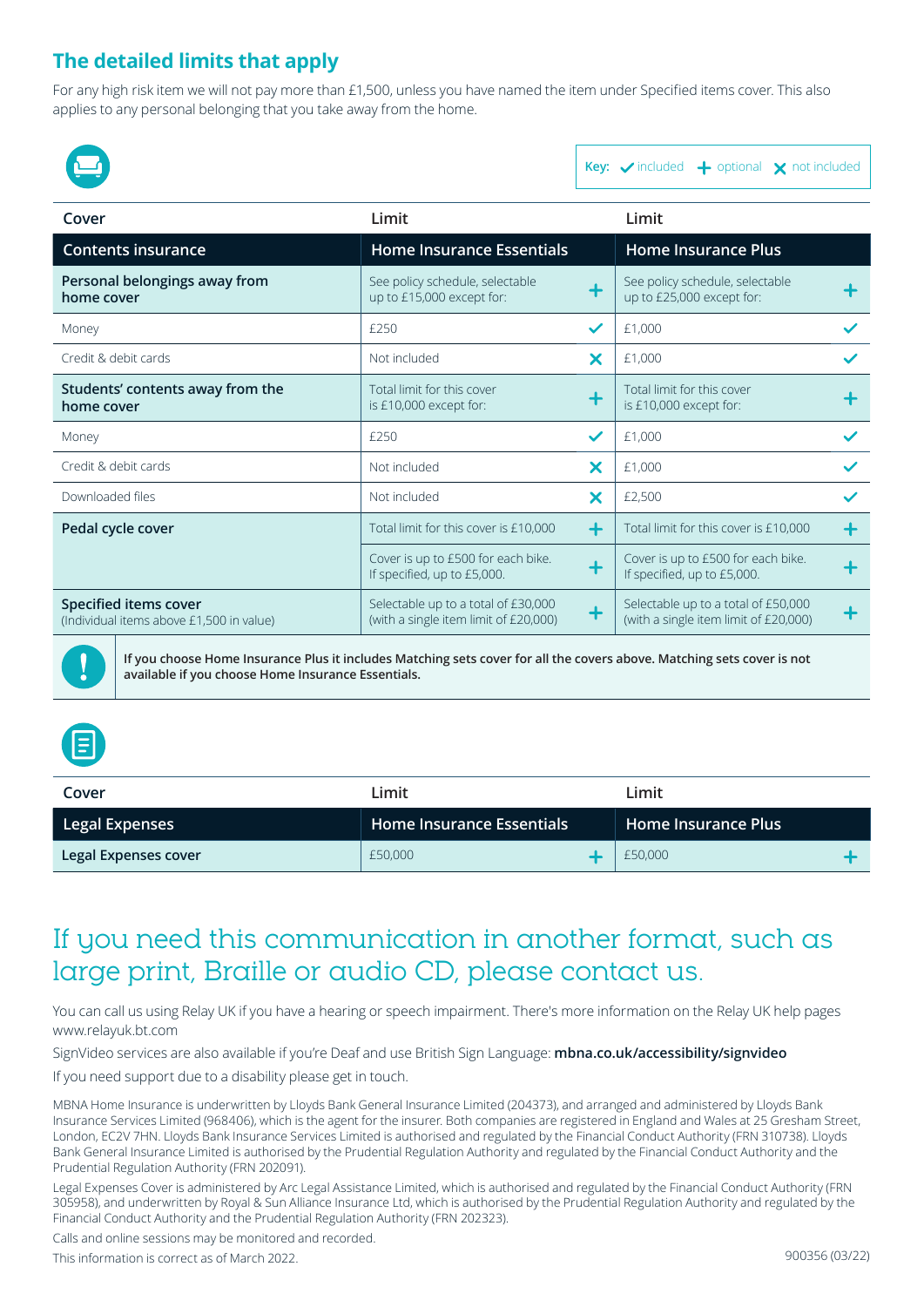## The detailed limits that apply

For any high risk item we will not pay more than £1,500, unless you have named the item under Specified items cover. This also applies to any personal belonging that you take away from the home.

**Key:** ✓ included ＋ optional ✗ not included

| Cover | Limit | | Limit | |
|---|---|---|---|---|
| **Contents insurance** | **Home Insurance Essentials** | | **Home Insurance Plus** | |
| **Personal belongings away from home cover** | See policy schedule, selectable up to £15,000 except for: | ＋ | See policy schedule, selectable up to £25,000 except for: | ＋ |
| Money | £250 | ✓ | £1,000 | ✓ |
| Credit & debit cards | Not included | ✗ | £1,000 | ✓ |
| **Students' contents away from the home cover** | Total limit for this cover is £10,000 except for: | ＋ | Total limit for this cover is £10,000 except for: | ＋ |
| Money | £250 | ✓ | £1,000 | ✓ |
| Credit & debit cards | Not included | ✗ | £1,000 | ✓ |
| Downloaded files | Not included | ✗ | £2,500 | ✓ |
| **Pedal cycle cover** | Total limit for this cover is £10,000 | ＋ | Total limit for this cover is £10,000 | ＋ |
| | Cover is up to £500 for each bike. If specified, up to £5,000. | ＋ | Cover is up to £500 for each bike. If specified, up to £5,000. | ＋ |
| **Specified items cover** (Individual items above £1,500 in value) | Selectable up to a total of £30,000 (with a single item limit of £20,000) | ＋ | Selectable up to a total of £50,000 (with a single item limit of £20,000) | ＋ |

**If you choose Home Insurance Plus it includes Matching sets cover for all the covers above. Matching sets cover is not available if you choose Home Insurance Essentials.**

| Cover | Limit | | Limit | |
|---|---|---|---|---|
| **Legal Expenses** | **Home Insurance Essentials** | | **Home Insurance Plus** | |
| **Legal Expenses cover** | £50,000 | ＋ | £50,000 | ＋ |

## If you need this communication in another format, such as large print, Braille or audio CD, please contact us.

You can call us using Relay UK if you have a hearing or speech impairment. There's more information on the Relay UK help pages www.relayuk.bt.com

SignVideo services are also available if you're Deaf and use British Sign Language: **mbna.co.uk/accessibility/signvideo**

If you need support due to a disability please get in touch.

MBNA Home Insurance is underwritten by Lloyds Bank General Insurance Limited (204373), and arranged and administered by Lloyds Bank Insurance Services Limited (968406), which is the agent for the insurer. Both companies are registered in England and Wales at 25 Gresham Street, London, EC2V 7HN. Lloyds Bank Insurance Services Limited is authorised and regulated by the Financial Conduct Authority (FRN 310738). Lloyds Bank General Insurance Limited is authorised by the Prudential Regulation Authority and regulated by the Financial Conduct Authority and the Prudential Regulation Authority (FRN 202091).

Legal Expenses Cover is administered by Arc Legal Assistance Limited, which is authorised and regulated by the Financial Conduct Authority (FRN 305958), and underwritten by Royal & Sun Alliance Insurance Ltd, which is authorised by the Prudential Regulation Authority and regulated by the Financial Conduct Authority and the Prudential Regulation Authority (FRN 202323).

Calls and online sessions may be monitored and recorded.

This information is correct as of March 2022.

900356 (03/22)